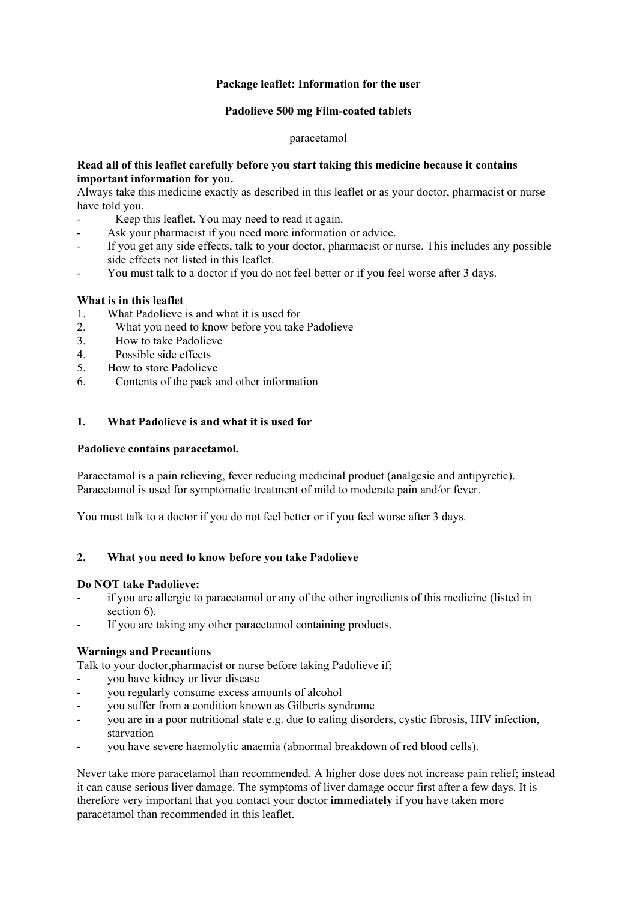**Package leaflet: Information for the user**

**Padolieve 500 mg Film-coated tablets**

paracetamol

**Read all of this leaflet carefully before you start taking this medicine because it contains important information for you.**
Always take this medicine exactly as described in this leaflet or as your doctor, pharmacist or nurse have told you.

- Keep this leaflet. You may need to read it again.
- Ask your pharmacist if you need more information or advice.
- If you get any side effects, talk to your doctor, pharmacist or nurse. This includes any possible side effects not listed in this leaflet.
- You must talk to a doctor if you do not feel better or if you feel worse after 3 days.

**What is in this leaflet**

1. What Padolieve is and what it is used for
2. What you need to know before you take Padolieve
3. How to take Padolieve
4. Possible side effects
5. How to store Padolieve
6. Contents of the pack and other information

## 1. What Padolieve is and what it is used for

**Padolieve contains paracetamol.**

Paracetamol is a pain relieving, fever reducing medicinal product (analgesic and antipyretic). Paracetamol is used for symptomatic treatment of mild to moderate pain and/or fever.

You must talk to a doctor if you do not feel better or if you feel worse after 3 days.

## 2. What you need to know before you take Padolieve

**Do NOT take Padolieve:**

- if you are allergic to paracetamol or any of the other ingredients of this medicine (listed in section 6).
- If you are taking any other paracetamol containing products.

**Warnings and Precautions**
Talk to your doctor,pharmacist or nurse before taking Padolieve if;

- you have kidney or liver disease
- you regularly consume excess amounts of alcohol
- you suffer from a condition known as Gilberts syndrome
- you are in a poor nutritional state e.g. due to eating disorders, cystic fibrosis, HIV infection, starvation
- you have severe haemolytic anaemia (abnormal breakdown of red blood cells).

Never take more paracetamol than recommended. A higher dose does not increase pain relief; instead it can cause serious liver damage. The symptoms of liver damage occur first after a few days. It is therefore very important that you contact your doctor **immediately** if you have taken more paracetamol than recommended in this leaflet.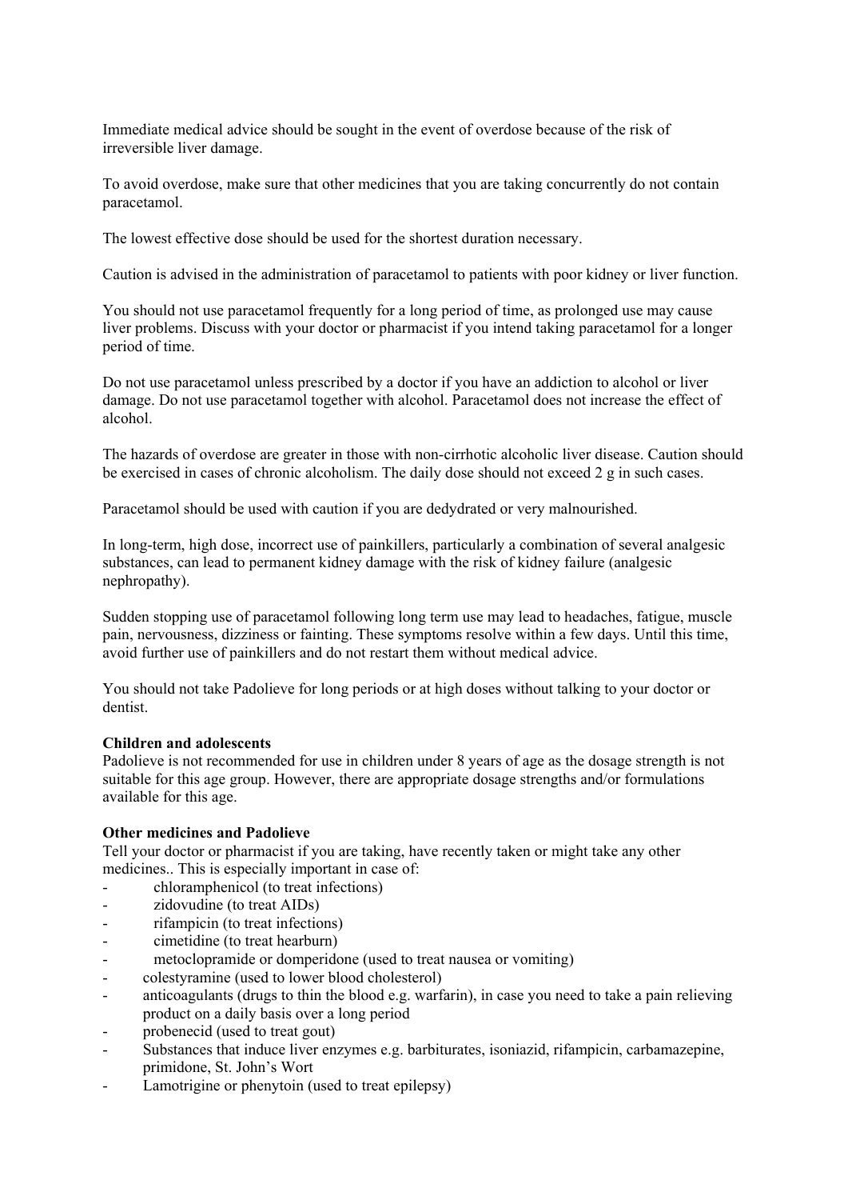Immediate medical advice should be sought in the event of overdose because of the risk of irreversible liver damage.

To avoid overdose, make sure that other medicines that you are taking concurrently do not contain paracetamol.

The lowest effective dose should be used for the shortest duration necessary.

Caution is advised in the administration of paracetamol to patients with poor kidney or liver function.

You should not use paracetamol frequently for a long period of time, as prolonged use may cause liver problems. Discuss with your doctor or pharmacist if you intend taking paracetamol for a longer period of time.

Do not use paracetamol unless prescribed by a doctor if you have an addiction to alcohol or liver damage. Do not use paracetamol together with alcohol. Paracetamol does not increase the effect of alcohol.

The hazards of overdose are greater in those with non-cirrhotic alcoholic liver disease. Caution should be exercised in cases of chronic alcoholism. The daily dose should not exceed 2 g in such cases.

Paracetamol should be used with caution if you are dedydrated or very malnourished.

In long-term, high dose, incorrect use of painkillers, particularly a combination of several analgesic substances, can lead to permanent kidney damage with the risk of kidney failure (analgesic nephropathy).

Sudden stopping use of paracetamol following long term use may lead to headaches, fatigue, muscle pain, nervousness, dizziness or fainting. These symptoms resolve within a few days. Until this time, avoid further use of painkillers and do not restart them without medical advice.

You should not take Padolieve for long periods or at high doses without talking to your doctor or dentist.

**Children and adolescents**
Padolieve is not recommended for use in children under 8 years of age as the dosage strength is not suitable for this age group. However, there are appropriate dosage strengths and/or formulations available for this age.

**Other medicines and Padolieve**
Tell your doctor or pharmacist if you are taking, have recently taken or might take any other medicines.. This is especially important in case of:

- chloramphenicol (to treat infections)
- zidovudine (to treat AIDs)
- rifampicin (to treat infections)
- cimetidine (to treat hearburn)
- metoclopramide or domperidone (used to treat nausea or vomiting)
- colestyramine (used to lower blood cholesterol)
- anticoagulants (drugs to thin the blood e.g. warfarin), in case you need to take a pain relieving product on a daily basis over a long period
- probenecid (used to treat gout)
- Substances that induce liver enzymes e.g. barbiturates, isoniazid, rifampicin, carbamazepine, primidone, St. John's Wort
- Lamotrigine or phenytoin (used to treat epilepsy)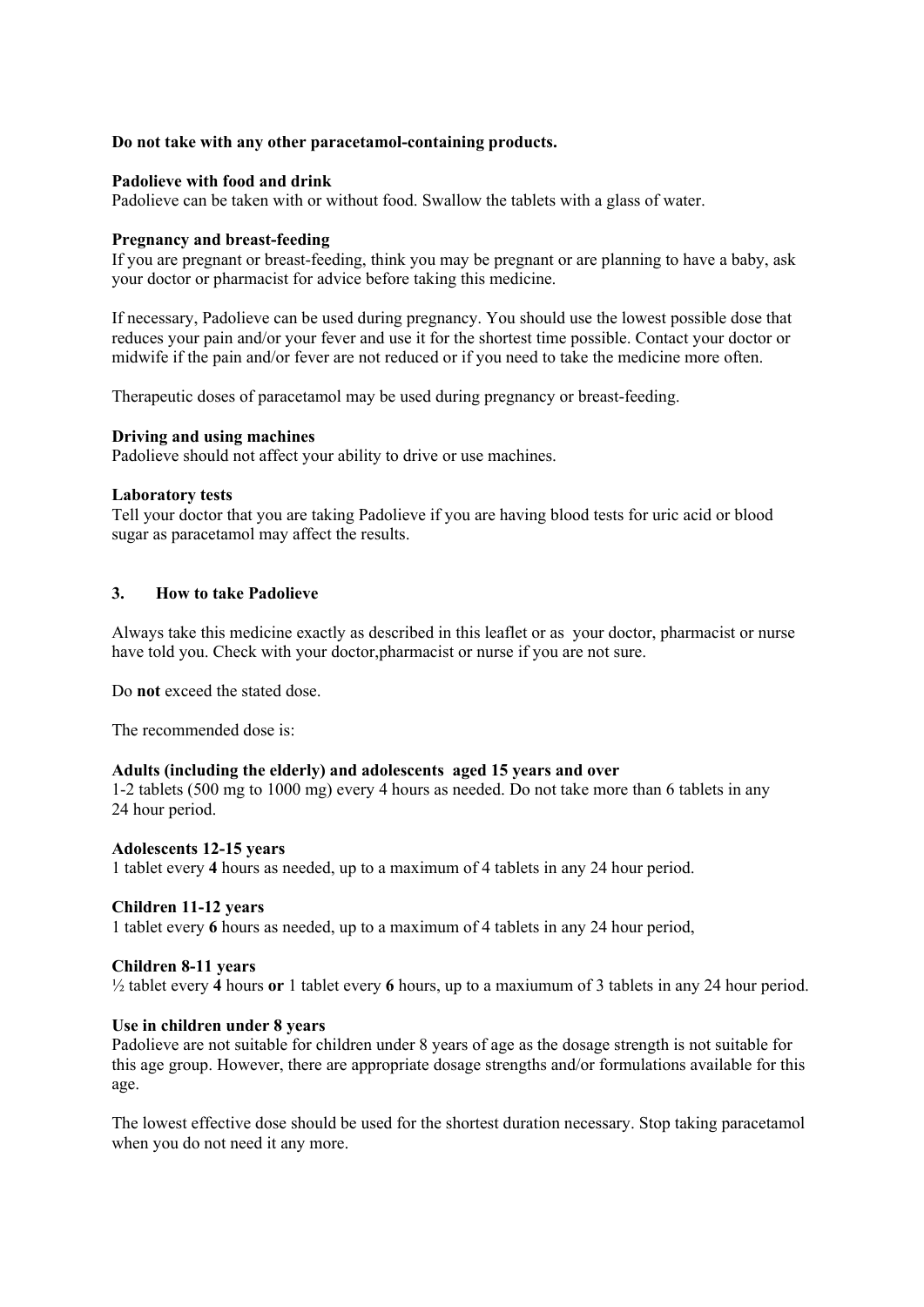**Do not take with any other paracetamol-containing products.**

**Padolieve with food and drink**
Padolieve can be taken with or without food. Swallow the tablets with a glass of water.

**Pregnancy and breast-feeding**
If you are pregnant or breast-feeding, think you may be pregnant or are planning to have a baby, ask your doctor or pharmacist for advice before taking this medicine.

If necessary, Padolieve can be used during pregnancy. You should use the lowest possible dose that reduces your pain and/or your fever and use it for the shortest time possible. Contact your doctor or midwife if the pain and/or fever are not reduced or if you need to take the medicine more often.

Therapeutic doses of paracetamol may be used during pregnancy or breast-feeding.

**Driving and using machines**
Padolieve should not affect your ability to drive or use machines.

**Laboratory tests**
Tell your doctor that you are taking Padolieve if you are having blood tests for uric acid or blood sugar as paracetamol may affect the results.

## 3. How to take Padolieve

Always take this medicine exactly as described in this leaflet or as your doctor, pharmacist or nurse have told you. Check with your doctor,pharmacist or nurse if you are not sure.

Do **not** exceed the stated dose.

The recommended dose is:

**Adults (including the elderly) and adolescents aged 15 years and over**
1-2 tablets (500 mg to 1000 mg) every 4 hours as needed. Do not take more than 6 tablets in any 24 hour period.

**Adolescents 12-15 years**
1 tablet every **4** hours as needed, up to a maximum of 4 tablets in any 24 hour period.

**Children 11-12 years**
1 tablet every **6** hours as needed, up to a maximum of 4 tablets in any 24 hour period,

**Children 8-11 years**
½ tablet every **4** hours **or** 1 tablet every **6** hours, up to a maxiumum of 3 tablets in any 24 hour period.

**Use in children under 8 years**
Padolieve are not suitable for children under 8 years of age as the dosage strength is not suitable for this age group. However, there are appropriate dosage strengths and/or formulations available for this age.

The lowest effective dose should be used for the shortest duration necessary. Stop taking paracetamol when you do not need it any more.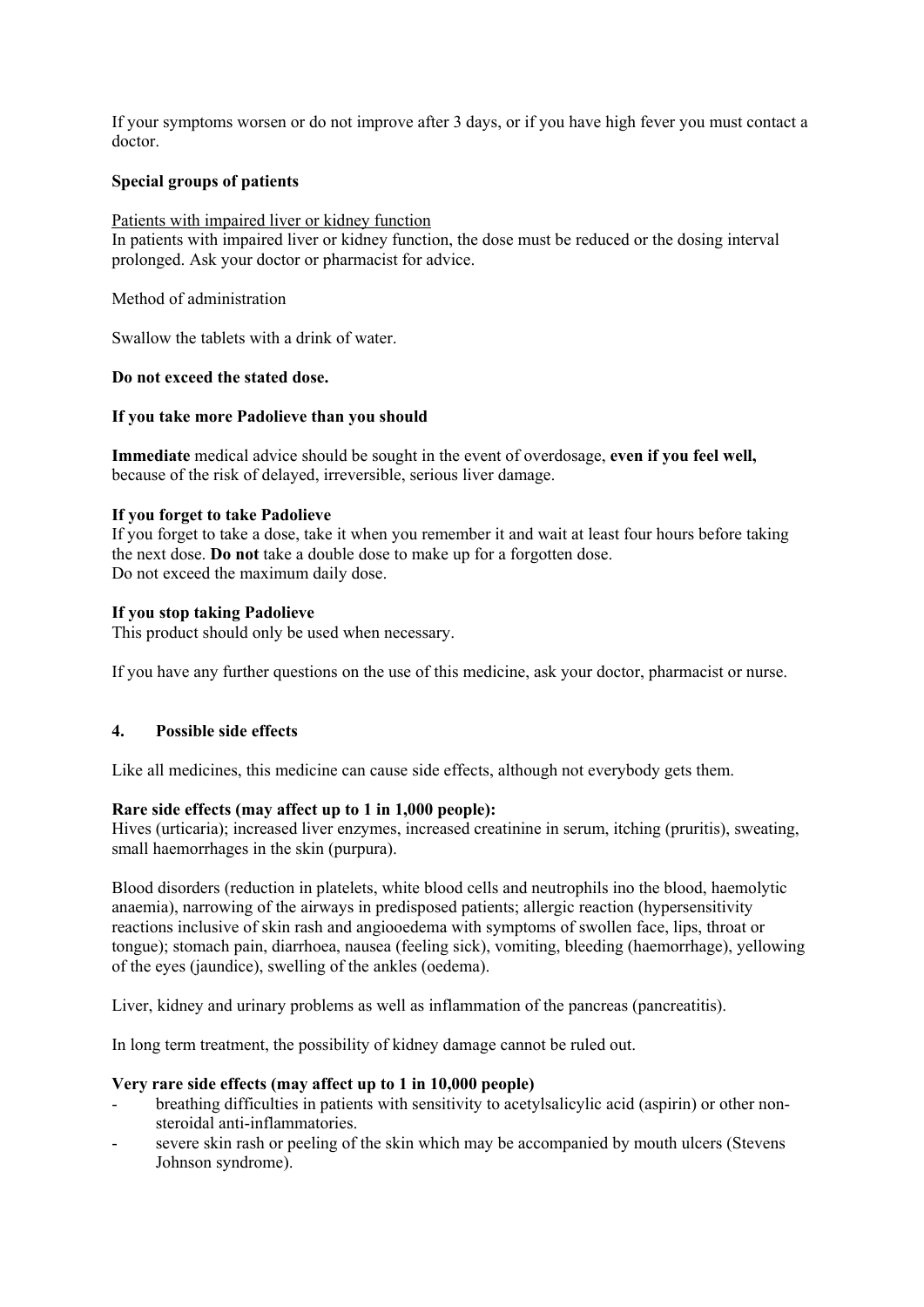If your symptoms worsen or do not improve after 3 days, or if you have high fever you must contact a doctor.

**Special groups of patients**

Patients with impaired liver or kidney function
In patients with impaired liver or kidney function, the dose must be reduced or the dosing interval prolonged. Ask your doctor or pharmacist for advice.

Method of administration

Swallow the tablets with a drink of water.

**Do not exceed the stated dose.**

**If you take more Padolieve than you should**

**Immediate** medical advice should be sought in the event of overdosage, **even if you feel well,** because of the risk of delayed, irreversible, serious liver damage.

**If you forget to take Padolieve**
If you forget to take a dose, take it when you remember it and wait at least four hours before taking the next dose. **Do not** take a double dose to make up for a forgotten dose.
Do not exceed the maximum daily dose.

**If you stop taking Padolieve**
This product should only be used when necessary.

If you have any further questions on the use of this medicine, ask your doctor, pharmacist or nurse.

## 4. Possible side effects

Like all medicines, this medicine can cause side effects, although not everybody gets them.

**Rare side effects (may affect up to 1 in 1,000 people):**
Hives (urticaria); increased liver enzymes, increased creatinine in serum, itching (pruritis), sweating, small haemorrhages in the skin (purpura).

Blood disorders (reduction in platelets, white blood cells and neutrophils ino the blood, haemolytic anaemia), narrowing of the airways in predisposed patients; allergic reaction (hypersensitivity reactions inclusive of skin rash and angiooedema with symptoms of swollen face, lips, throat or tongue); stomach pain, diarrhoea, nausea (feeling sick), vomiting, bleeding (haemorrhage), yellowing of the eyes (jaundice), swelling of the ankles (oedema).

Liver, kidney and urinary problems as well as inflammation of the pancreas (pancreatitis).

In long term treatment, the possibility of kidney damage cannot be ruled out.

**Very rare side effects (may affect up to 1 in 10,000 people)**

- breathing difficulties in patients with sensitivity to acetylsalicylic acid (aspirin) or other non-steroidal anti-inflammatories.
- severe skin rash or peeling of the skin which may be accompanied by mouth ulcers (Stevens Johnson syndrome).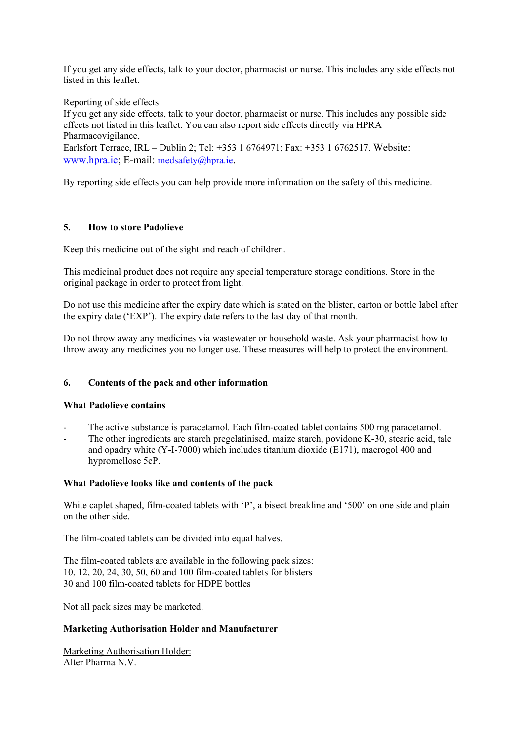If you get any side effects, talk to your doctor, pharmacist or nurse. This includes any side effects not listed in this leaflet.

Reporting of side effects

If you get any side effects, talk to your doctor, pharmacist or nurse. This includes any possible side effects not listed in this leaflet. You can also report side effects directly via HPRA Pharmacovigilance,
Earlsfort Terrace, IRL – Dublin 2; Tel: +353 1 6764971; Fax: +353 1 6762517. Website: www.hpra.ie; E-mail: medsafety@hpra.ie.

By reporting side effects you can help provide more information on the safety of this medicine.

## 5. How to store Padolieve

Keep this medicine out of the sight and reach of children.

This medicinal product does not require any special temperature storage conditions. Store in the original package in order to protect from light.

Do not use this medicine after the expiry date which is stated on the blister, carton or bottle label after the expiry date ('EXP'). The expiry date refers to the last day of that month.

Do not throw away any medicines via wastewater or household waste. Ask your pharmacist how to throw away any medicines you no longer use. These measures will help to protect the environment.

## 6. Contents of the pack and other information

**What Padolieve contains**

- The active substance is paracetamol. Each film-coated tablet contains 500 mg paracetamol.
- The other ingredients are starch pregelatinised, maize starch, povidone K-30, stearic acid, talc and opadry white (Y-I-7000) which includes titanium dioxide (E171), macrogol 400 and hypromellose 5cP.

**What Padolieve looks like and contents of the pack**

White caplet shaped, film-coated tablets with 'P', a bisect breakline and '500' on one side and plain on the other side.

The film-coated tablets can be divided into equal halves.

The film-coated tablets are available in the following pack sizes:
10, 12, 20, 24, 30, 50, 60 and 100 film-coated tablets for blisters
30 and 100 film-coated tablets for HDPE bottles

Not all pack sizes may be marketed.

**Marketing Authorisation Holder and Manufacturer**

Marketing Authorisation Holder:
Alter Pharma N.V.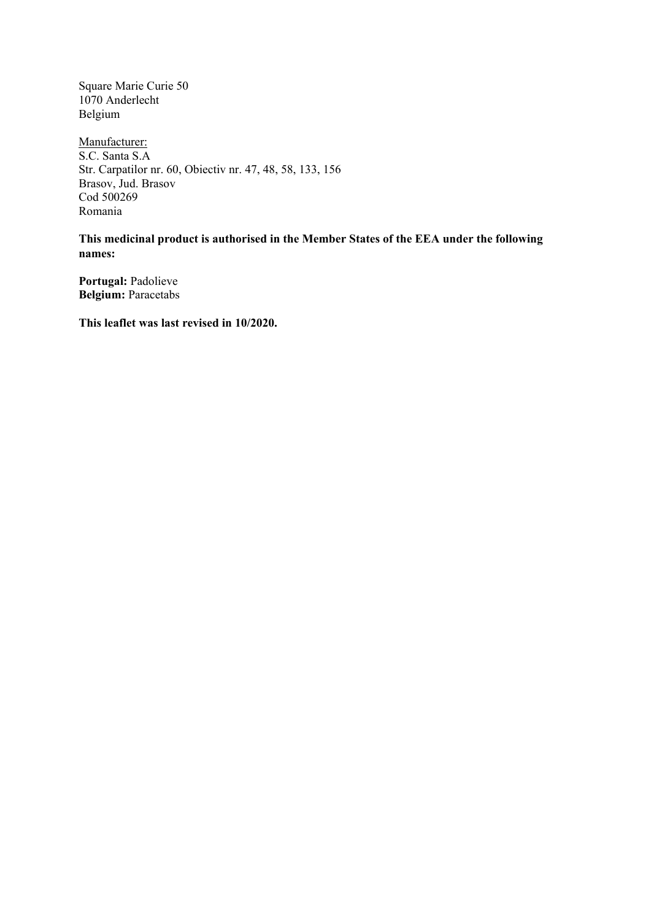Square Marie Curie 50
1070 Anderlecht
Belgium

Manufacturer:
S.C. Santa S.A
Str. Carpatilor nr. 60, Obiectiv nr. 47, 48, 58, 133, 156
Brasov, Jud. Brasov
Cod 500269
Romania

**This medicinal product is authorised in the Member States of the EEA under the following names:**

**Portugal:** Padolieve
**Belgium:** Paracetabs

**This leaflet was last revised in 10/2020.**